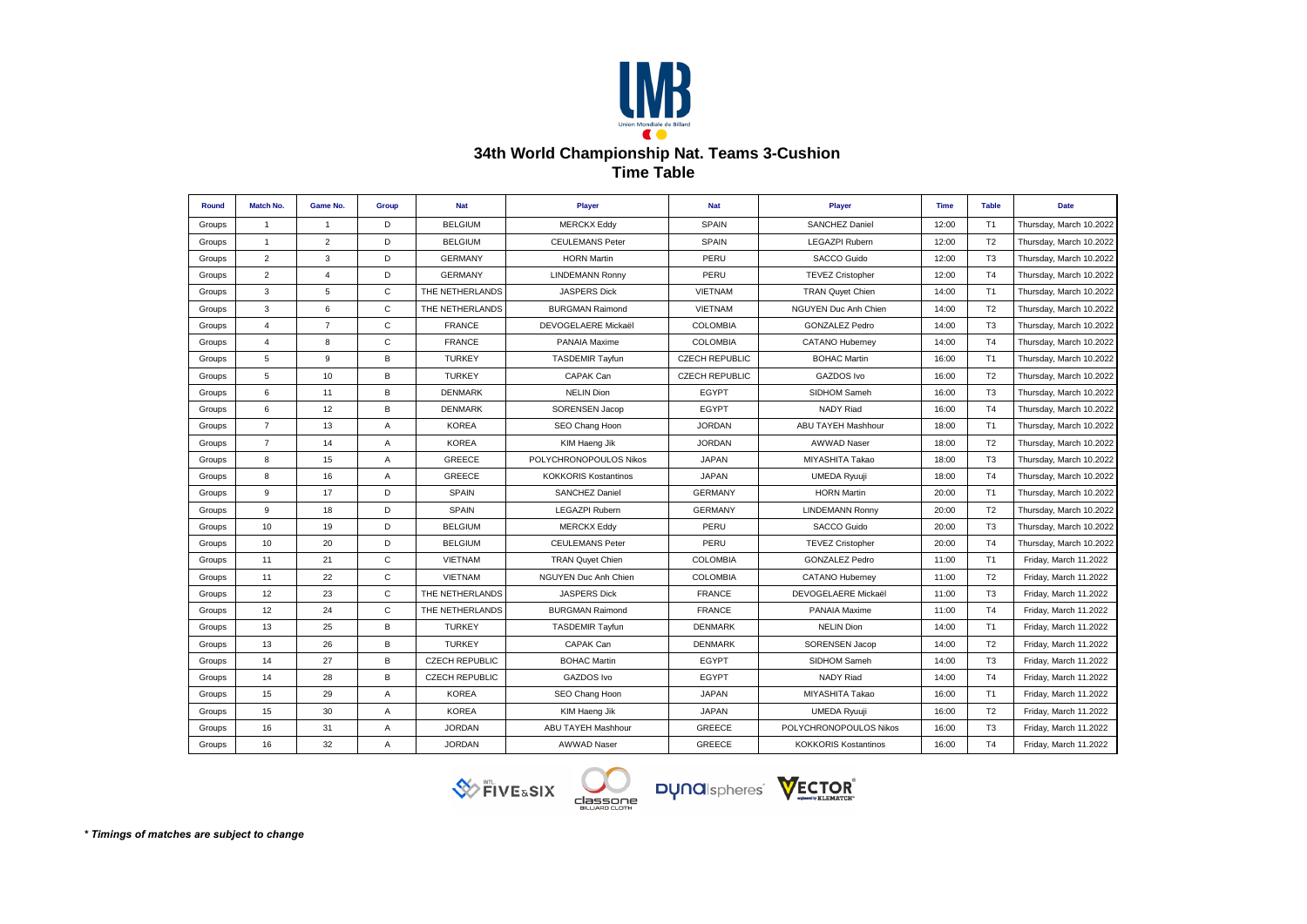# 34th World Championship Nat. Teams 3-Cushion

## Time Table

| Round | Match No. | Game No. | Group | Nat | Player | Nat | Player | Time | Table | Date |
|---|---|---|---|---|---|---|---|---|---|---|
| Groups | 1 | 1 | D | BELGIUM | MERCKX Eddy | SPAIN | SANCHEZ Daniel | 12:00 | T1 | Thursday, March 10.2022 |
| Groups | 1 | 2 | D | BELGIUM | CEULEMANS Peter | SPAIN | LEGAZPI Rubern | 12:00 | T2 | Thursday, March 10.2022 |
| Groups | 2 | 3 | D | GERMANY | HORN Martin | PERU | SACCO Guido | 12:00 | T3 | Thursday, March 10.2022 |
| Groups | 2 | 4 | D | GERMANY | LINDEMANN Ronny | PERU | TEVEZ Cristopher | 12:00 | T4 | Thursday, March 10.2022 |
| Groups | 3 | 5 | C | THE NETHERLANDS | JASPERS Dick | VIETNAM | TRAN Quyet Chien | 14:00 | T1 | Thursday, March 10.2022 |
| Groups | 3 | 6 | C | THE NETHERLANDS | BURGMAN Raimond | VIETNAM | NGUYEN Duc Anh Chien | 14:00 | T2 | Thursday, March 10.2022 |
| Groups | 4 | 7 | C | FRANCE | DEVOGELAERE Mickaël | COLOMBIA | GONZALEZ Pedro | 14:00 | T3 | Thursday, March 10.2022 |
| Groups | 4 | 8 | C | FRANCE | PANAIA Maxime | COLOMBIA | CATANO Huberney | 14:00 | T4 | Thursday, March 10.2022 |
| Groups | 5 | 9 | B | TURKEY | TASDEMIR Tayfun | CZECH REPUBLIC | BOHAC Martin | 16:00 | T1 | Thursday, March 10.2022 |
| Groups | 5 | 10 | B | TURKEY | CAPAK Can | CZECH REPUBLIC | GAZDOS Ivo | 16:00 | T2 | Thursday, March 10.2022 |
| Groups | 6 | 11 | B | DENMARK | NELIN Dion | EGYPT | SIDHOM Sameh | 16:00 | T3 | Thursday, March 10.2022 |
| Groups | 6 | 12 | B | DENMARK | SORENSEN Jacop | EGYPT | NADY Riad | 16:00 | T4 | Thursday, March 10.2022 |
| Groups | 7 | 13 | A | KOREA | SEO Chang Hoon | JORDAN | ABU TAYEH Mashhour | 18:00 | T1 | Thursday, March 10.2022 |
| Groups | 7 | 14 | A | KOREA | KIM Haeng Jik | JORDAN | AWWAD Naser | 18:00 | T2 | Thursday, March 10.2022 |
| Groups | 8 | 15 | A | GREECE | POLYCHRONOPOULOS Nikos | JAPAN | MIYASHITA Takao | 18:00 | T3 | Thursday, March 10.2022 |
| Groups | 8 | 16 | A | GREECE | KOKKORIS Kostantinos | JAPAN | UMEDA Ryuuji | 18:00 | T4 | Thursday, March 10.2022 |
| Groups | 9 | 17 | D | SPAIN | SANCHEZ Daniel | GERMANY | HORN Martin | 20:00 | T1 | Thursday, March 10.2022 |
| Groups | 9 | 18 | D | SPAIN | LEGAZPI Rubern | GERMANY | LINDEMANN Ronny | 20:00 | T2 | Thursday, March 10.2022 |
| Groups | 10 | 19 | D | BELGIUM | MERCKX Eddy | PERU | SACCO Guido | 20:00 | T3 | Thursday, March 10.2022 |
| Groups | 10 | 20 | D | BELGIUM | CEULEMANS Peter | PERU | TEVEZ Cristopher | 20:00 | T4 | Thursday, March 10.2022 |
| Groups | 11 | 21 | C | VIETNAM | TRAN Quyet Chien | COLOMBIA | GONZALEZ Pedro | 11:00 | T1 | Friday, March 11.2022 |
| Groups | 11 | 22 | C | VIETNAM | NGUYEN Duc Anh Chien | COLOMBIA | CATANO Huberney | 11:00 | T2 | Friday, March 11.2022 |
| Groups | 12 | 23 | C | THE NETHERLANDS | JASPERS Dick | FRANCE | DEVOGELAERE Mickaël | 11:00 | T3 | Friday, March 11.2022 |
| Groups | 12 | 24 | C | THE NETHERLANDS | BURGMAN Raimond | FRANCE | PANAIA Maxime | 11:00 | T4 | Friday, March 11.2022 |
| Groups | 13 | 25 | B | TURKEY | TASDEMIR Tayfun | DENMARK | NELIN Dion | 14:00 | T1 | Friday, March 11.2022 |
| Groups | 13 | 26 | B | TURKEY | CAPAK Can | DENMARK | SORENSEN Jacop | 14:00 | T2 | Friday, March 11.2022 |
| Groups | 14 | 27 | B | CZECH REPUBLIC | BOHAC Martin | EGYPT | SIDHOM Sameh | 14:00 | T3 | Friday, March 11.2022 |
| Groups | 14 | 28 | B | CZECH REPUBLIC | GAZDOS Ivo | EGYPT | NADY Riad | 14:00 | T4 | Friday, March 11.2022 |
| Groups | 15 | 29 | A | KOREA | SEO Chang Hoon | JAPAN | MIYASHITA Takao | 16:00 | T1 | Friday, March 11.2022 |
| Groups | 15 | 30 | A | KOREA | KIM Haeng Jik | JAPAN | UMEDA Ryuuji | 16:00 | T2 | Friday, March 11.2022 |
| Groups | 16 | 31 | A | JORDAN | ABU TAYEH Mashhour | GREECE | POLYCHRONOPOULOS Nikos | 16:00 | T3 | Friday, March 11.2022 |
| Groups | 16 | 32 | A | JORDAN | AWWAD Naser | GREECE | KOKKORIS Kostantinos | 16:00 | T4 | Friday, March 11.2022 |

***\* Timings of matches are subject to change***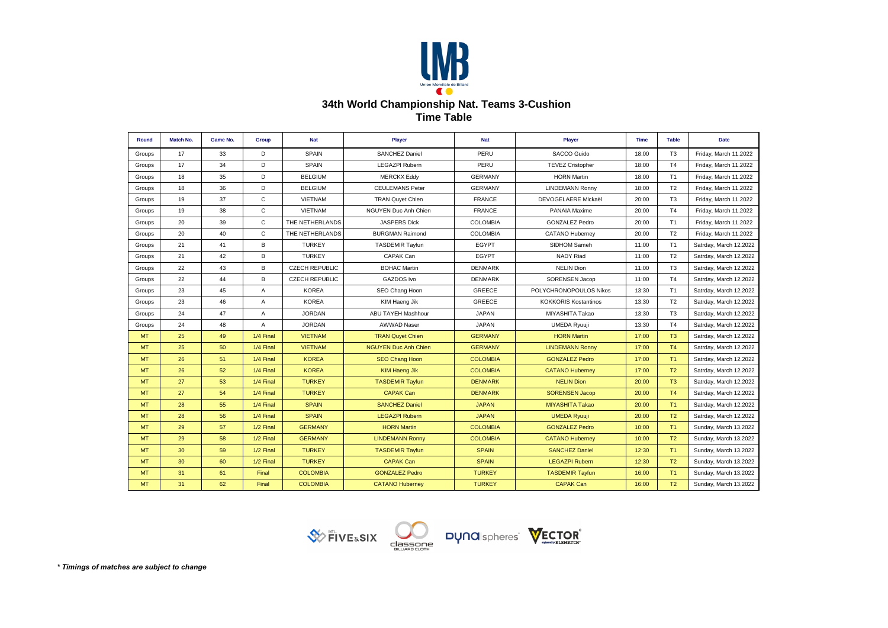# 34th World Championship Nat. Teams 3-Cushion

## Time Table

| Round | Match No. | Game No. | Group | Nat | Player | Nat | Player | Time | Table | Date |
|---|---|---|---|---|---|---|---|---|---|---|
| Groups | 17 | 33 | D | SPAIN | SANCHEZ Daniel | PERU | SACCO Guido | 18:00 | T3 | Friday, March 11.2022 |
| Groups | 17 | 34 | D | SPAIN | LEGAZPI Rubern | PERU | TEVEZ Cristopher | 18:00 | T4 | Friday, March 11.2022 |
| Groups | 18 | 35 | D | BELGIUM | MERCKX Eddy | GERMANY | HORN Martin | 18:00 | T1 | Friday, March 11.2022 |
| Groups | 18 | 36 | D | BELGIUM | CEULEMANS Peter | GERMANY | LINDEMANN Ronny | 18:00 | T2 | Friday, March 11.2022 |
| Groups | 19 | 37 | C | VIETNAM | TRAN Quyet Chien | FRANCE | DEVOGELAERE Mickaël | 20:00 | T3 | Friday, March 11.2022 |
| Groups | 19 | 38 | C | VIETNAM | NGUYEN Duc Anh Chien | FRANCE | PANAIA Maxime | 20:00 | T4 | Friday, March 11.2022 |
| Groups | 20 | 39 | C | THE NETHERLANDS | JASPERS Dick | COLOMBIA | GONZALEZ Pedro | 20:00 | T1 | Friday, March 11.2022 |
| Groups | 20 | 40 | C | THE NETHERLANDS | BURGMAN Raimond | COLOMBIA | CATANO Huberney | 20:00 | T2 | Friday, March 11.2022 |
| Groups | 21 | 41 | B | TURKEY | TASDEMIR Tayfun | EGYPT | SIDHOM Sameh | 11:00 | T1 | Satrday, March 12.2022 |
| Groups | 21 | 42 | B | TURKEY | CAPAK Can | EGYPT | NADY Riad | 11:00 | T2 | Satrday, March 12.2022 |
| Groups | 22 | 43 | B | CZECH REPUBLIC | BOHAC Martin | DENMARK | NELIN Dion | 11:00 | T3 | Satrday, March 12.2022 |
| Groups | 22 | 44 | B | CZECH REPUBLIC | GAZDOS Ivo | DENMARK | SORENSEN Jacop | 11:00 | T4 | Satrday, March 12.2022 |
| Groups | 23 | 45 | A | KOREA | SEO Chang Hoon | GREECE | POLYCHRONOPOULOS Nikos | 13:30 | T1 | Satrday, March 12.2022 |
| Groups | 23 | 46 | A | KOREA | KIM Haeng Jik | GREECE | KOKKORIS Kostantinos | 13:30 | T2 | Satrday, March 12.2022 |
| Groups | 24 | 47 | A | JORDAN | ABU TAYEH Mashhour | JAPAN | MIYASHITA Takao | 13:30 | T3 | Satrday, March 12.2022 |
| Groups | 24 | 48 | A | JORDAN | AWWAD Naser | JAPAN | UMEDA Ryuuji | 13:30 | T4 | Satrday, March 12.2022 |
| MT | 25 | 49 | 1/4 Final | VIETNAM | TRAN Quyet Chien | GERMANY | HORN Martin | 17:00 | T3 | Satrday, March 12.2022 |
| MT | 25 | 50 | 1/4 Final | VIETNAM | NGUYEN Duc Anh Chien | GERMANY | LINDEMANN Ronny | 17:00 | T4 | Satrday, March 12.2022 |
| MT | 26 | 51 | 1/4 Final | KOREA | SEO Chang Hoon | COLOMBIA | GONZALEZ Pedro | 17:00 | T1 | Satrday, March 12.2022 |
| MT | 26 | 52 | 1/4 Final | KOREA | KIM Haeng Jik | COLOMBIA | CATANO Huberney | 17:00 | T2 | Satrday, March 12.2022 |
| MT | 27 | 53 | 1/4 Final | TURKEY | TASDEMIR Tayfun | DENMARK | NELIN Dion | 20:00 | T3 | Satrday, March 12.2022 |
| MT | 27 | 54 | 1/4 Final | TURKEY | CAPAK Can | DENMARK | SORENSEN Jacop | 20:00 | T4 | Satrday, March 12.2022 |
| MT | 28 | 55 | 1/4 Final | SPAIN | SANCHEZ Daniel | JAPAN | MIYASHITA Takao | 20:00 | T1 | Satrday, March 12.2022 |
| MT | 28 | 56 | 1/4 Final | SPAIN | LEGAZPI Rubern | JAPAN | UMEDA Ryuuji | 20:00 | T2 | Satrday, March 12.2022 |
| MT | 29 | 57 | 1/2 Final | GERMANY | HORN Martin | COLOMBIA | GONZALEZ Pedro | 10:00 | T1 | Sunday, March 13.2022 |
| MT | 29 | 58 | 1/2 Final | GERMANY | LINDEMANN Ronny | COLOMBIA | CATANO Huberney | 10:00 | T2 | Sunday, March 13.2022 |
| MT | 30 | 59 | 1/2 Final | TURKEY | TASDEMIR Tayfun | SPAIN | SANCHEZ Daniel | 12:30 | T1 | Sunday, March 13.2022 |
| MT | 30 | 60 | 1/2 Final | TURKEY | CAPAK Can | SPAIN | LEGAZPI Rubern | 12:30 | T2 | Sunday, March 13.2022 |
| MT | 31 | 61 | Final | COLOMBIA | GONZALEZ Pedro | TURKEY | TASDEMIR Tayfun | 16:00 | T1 | Sunday, March 13.2022 |
| MT | 31 | 62 | Final | COLOMBIA | CATANO Huberney | TURKEY | CAPAK Can | 16:00 | T2 | Sunday, March 13.2022 |

***\* Timings of matches are subject to change***